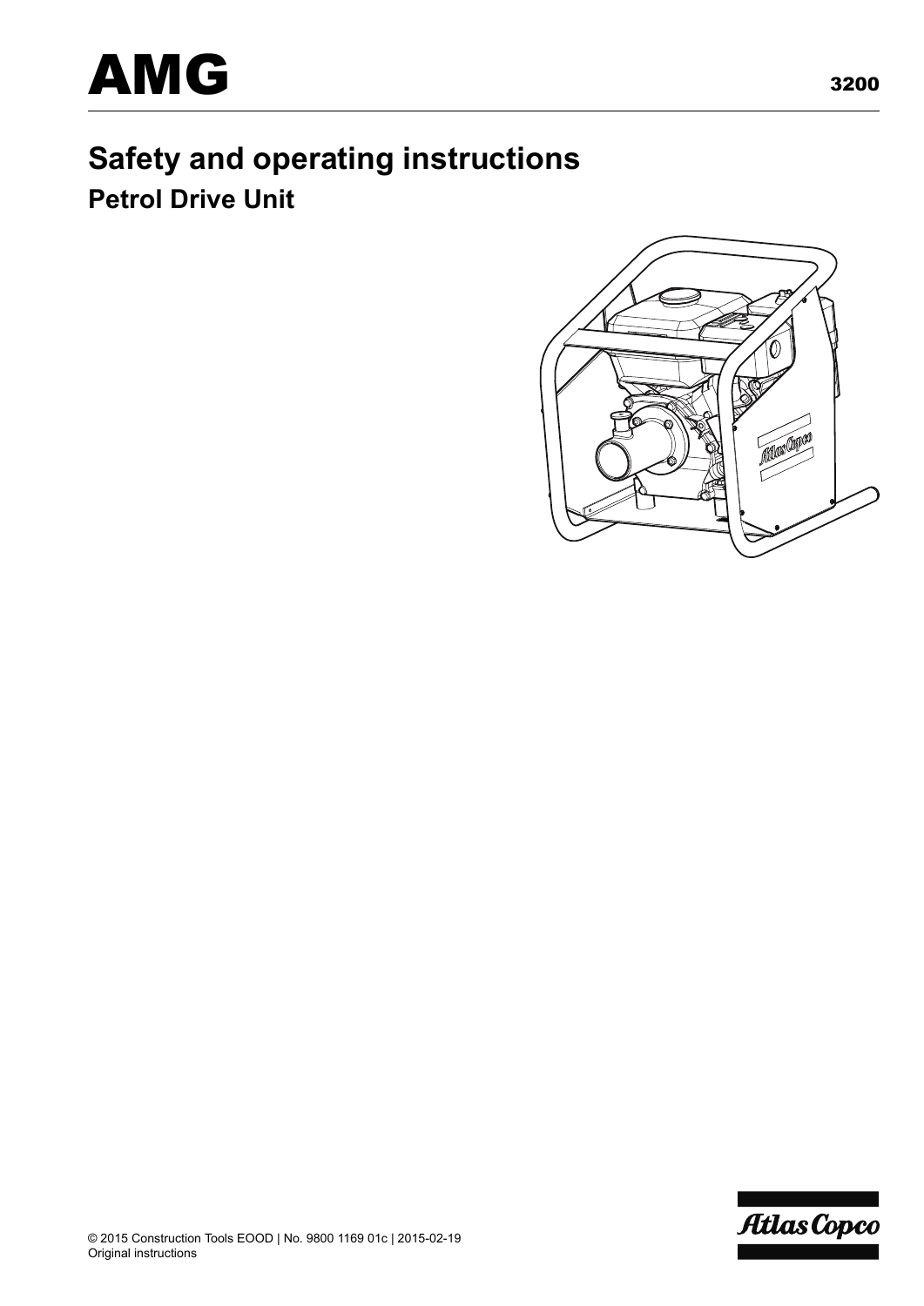# AMG

3200

## Safety and operating instructions

### Petrol Drive Unit

© 2015 Construction Tools EOOD | No. 9800 1169 01c | 2015-02-19
Original instructions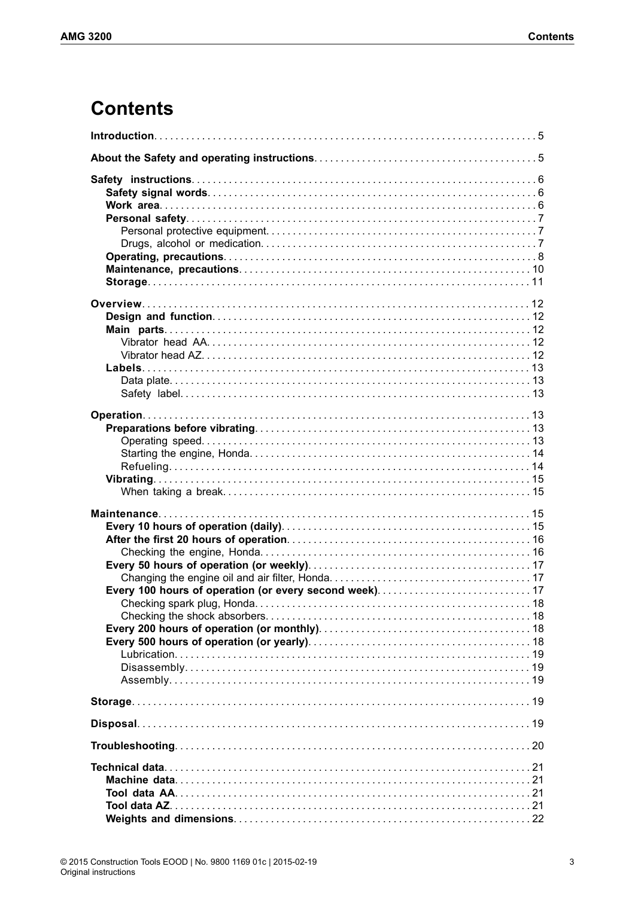# Contents

**Introduction** ... 5

**About the Safety and operating instructions** ... 5

**Safety instructions** ... 6
- **Safety signal words** ... 6
- **Work area** ... 6
- **Personal safety** ... 7
  - Personal protective equipment ... 7
  - Drugs, alcohol or medication ... 7
- **Operating, precautions** ... 8
- **Maintenance, precautions** ... 10
- **Storage** ... 11

**Overview** ... 12
- **Design and function** ... 12
- **Main parts** ... 12
  - Vibrator head AA ... 12
  - Vibrator head AZ ... 12
- **Labels** ... 13
  - Data plate ... 13
  - Safety label ... 13

**Operation** ... 13
- **Preparations before vibrating** ... 13
  - Operating speed ... 13
  - Starting the engine, Honda ... 14
  - Refueling ... 14
- **Vibrating** ... 15
  - When taking a break ... 15

**Maintenance** ... 15
- **Every 10 hours of operation (daily)** ... 15
- **After the first 20 hours of operation** ... 16
  - Checking the engine, Honda ... 16
- **Every 50 hours of operation (or weekly)** ... 17
  - Changing the engine oil and air filter, Honda ... 17
- **Every 100 hours of operation (or every second week)** ... 17
  - Checking spark plug, Honda ... 18
  - Checking the shock absorbers ... 18
- **Every 200 hours of operation (or monthly)** ... 18
- **Every 500 hours of operation (or yearly)** ... 18
  - Lubrication ... 19
  - Disassembly ... 19
  - Assembly ... 19

**Storage** ... 19

**Disposal** ... 19

**Troubleshooting** ... 20

**Technical data** ... 21
- **Machine data** ... 21
- **Tool data AA** ... 21
- **Tool data AZ** ... 21
- **Weights and dimensions** ... 22

© 2015 Construction Tools EOOD | No. 9800 1169 01c | 2015-02-19
Original instructions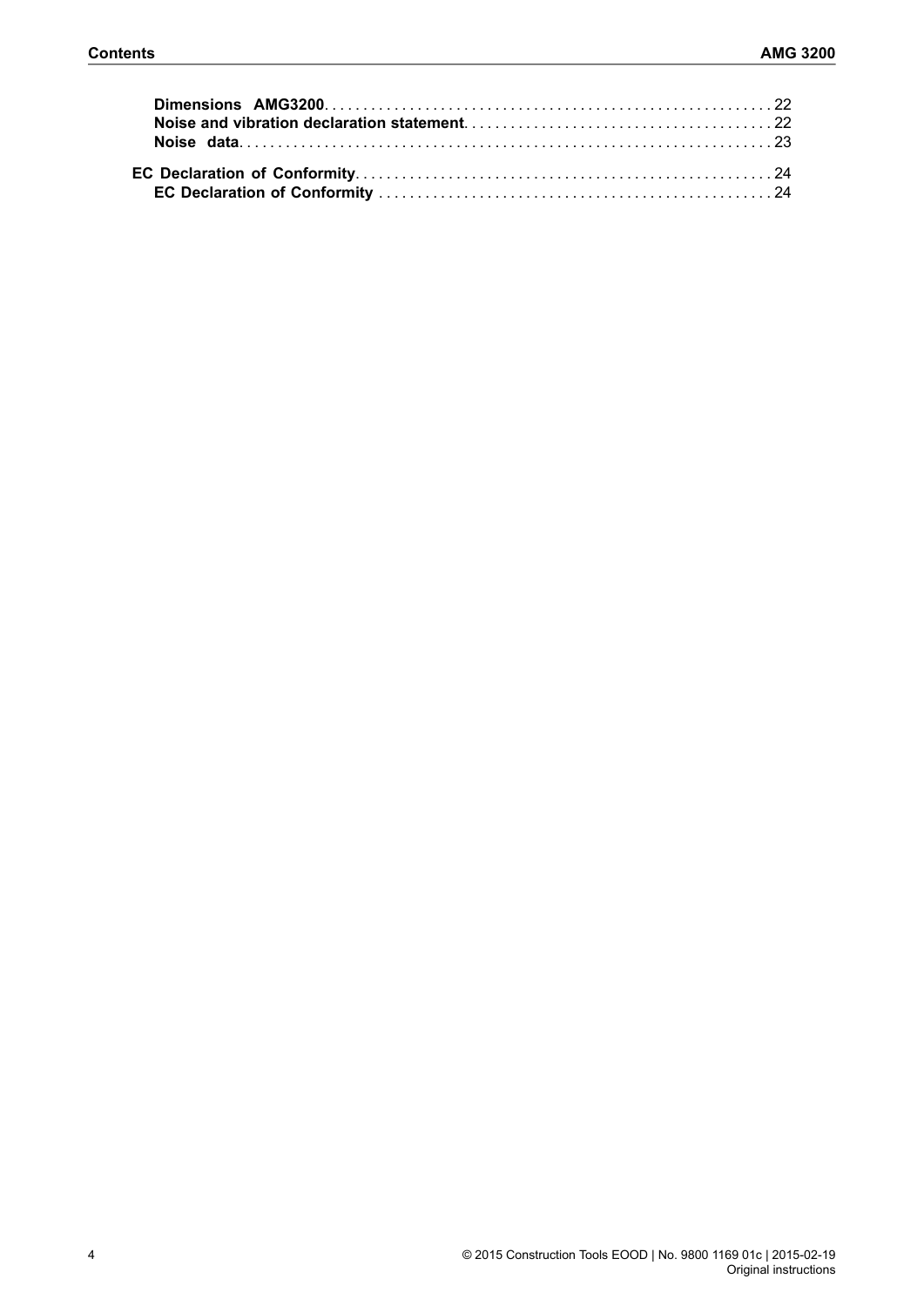**Dimensions AMG3200** . . . . . . . . . . . . . . . . . . . . . . . . . . . . . . . . . . . . . . . . . . . . . . . . . . . . . . . . . 22
**Noise and vibration declaration statement** . . . . . . . . . . . . . . . . . . . . . . . . . . . . . . . . . . . . . . . 22
**Noise data** . . . . . . . . . . . . . . . . . . . . . . . . . . . . . . . . . . . . . . . . . . . . . . . . . . . . . . . . . . . . . . . . . . . . 23

**EC Declaration of Conformity** . . . . . . . . . . . . . . . . . . . . . . . . . . . . . . . . . . . . . . . . . . . . . . . . . . . . . . 24
**EC Declaration of Conformity** . . . . . . . . . . . . . . . . . . . . . . . . . . . . . . . . . . . . . . . . . . . . . . . . . . . 24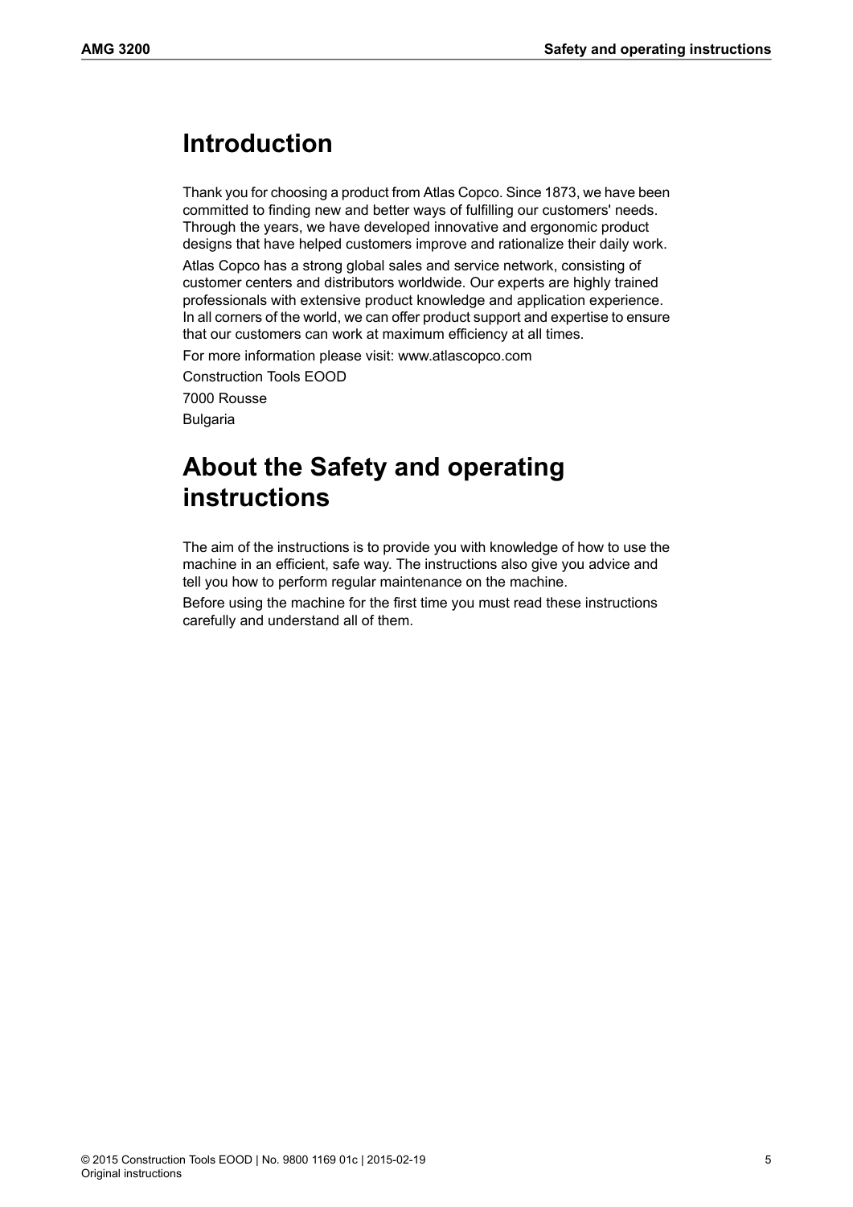# Introduction

Thank you for choosing a product from Atlas Copco. Since 1873, we have been committed to finding new and better ways of fulfilling our customers' needs. Through the years, we have developed innovative and ergonomic product designs that have helped customers improve and rationalize their daily work.

Atlas Copco has a strong global sales and service network, consisting of customer centers and distributors worldwide. Our experts are highly trained professionals with extensive product knowledge and application experience. In all corners of the world, we can offer product support and expertise to ensure that our customers can work at maximum efficiency at all times.

For more information please visit: www.atlascopco.com

Construction Tools EOOD

7000 Rousse

Bulgaria

# About the Safety and operating instructions

The aim of the instructions is to provide you with knowledge of how to use the machine in an efficient, safe way. The instructions also give you advice and tell you how to perform regular maintenance on the machine.

Before using the machine for the first time you must read these instructions carefully and understand all of them.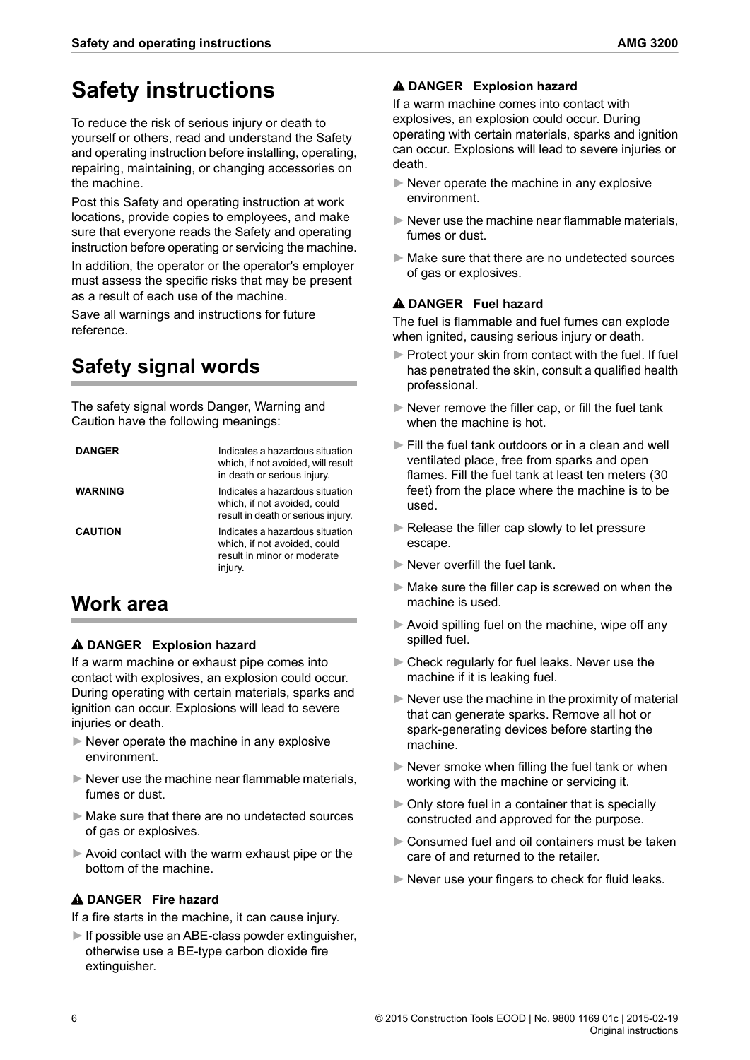# Safety instructions

To reduce the risk of serious injury or death to yourself or others, read and understand the Safety and operating instruction before installing, operating, repairing, maintaining, or changing accessories on the machine.

Post this Safety and operating instruction at work locations, provide copies to employees, and make sure that everyone reads the Safety and operating instruction before operating or servicing the machine.

In addition, the operator or the operator's employer must assess the specific risks that may be present as a result of each use of the machine.

Save all warnings and instructions for future reference.

## Safety signal words

The safety signal words Danger, Warning and Caution have the following meanings:

| | |
|---|---|
| **DANGER** | Indicates a hazardous situation which, if not avoided, will result in death or serious injury. |
| **WARNING** | Indicates a hazardous situation which, if not avoided, could result in death or serious injury. |
| **CAUTION** | Indicates a hazardous situation which, if not avoided, could result in minor or moderate injury. |

## Work area

### ⚠ DANGER Explosion hazard

If a warm machine or exhaust pipe comes into contact with explosives, an explosion could occur. During operating with certain materials, sparks and ignition can occur. Explosions will lead to severe injuries or death.

- ► Never operate the machine in any explosive environment.
- ► Never use the machine near flammable materials, fumes or dust.
- ► Make sure that there are no undetected sources of gas or explosives.
- ► Avoid contact with the warm exhaust pipe or the bottom of the machine.

### ⚠ DANGER Fire hazard

If a fire starts in the machine, it can cause injury.

- ► If possible use an ABE-class powder extinguisher, otherwise use a BE-type carbon dioxide fire extinguisher.

### ⚠ DANGER Explosion hazard

If a warm machine comes into contact with explosives, an explosion could occur. During operating with certain materials, sparks and ignition can occur. Explosions will lead to severe injuries or death.

- ► Never operate the machine in any explosive environment.
- ► Never use the machine near flammable materials, fumes or dust.
- ► Make sure that there are no undetected sources of gas or explosives.

### ⚠ DANGER Fuel hazard

The fuel is flammable and fuel fumes can explode when ignited, causing serious injury or death.

- ► Protect your skin from contact with the fuel. If fuel has penetrated the skin, consult a qualified health professional.
- ► Never remove the filler cap, or fill the fuel tank when the machine is hot.
- ► Fill the fuel tank outdoors or in a clean and well ventilated place, free from sparks and open flames. Fill the fuel tank at least ten meters (30 feet) from the place where the machine is to be used.
- ► Release the filler cap slowly to let pressure escape.
- ► Never overfill the fuel tank.
- ► Make sure the filler cap is screwed on when the machine is used.
- ► Avoid spilling fuel on the machine, wipe off any spilled fuel.
- ► Check regularly for fuel leaks. Never use the machine if it is leaking fuel.
- ► Never use the machine in the proximity of material that can generate sparks. Remove all hot or spark-generating devices before starting the machine.
- ► Never smoke when filling the fuel tank or when working with the machine or servicing it.
- ► Only store fuel in a container that is specially constructed and approved for the purpose.
- ► Consumed fuel and oil containers must be taken care of and returned to the retailer.
- ► Never use your fingers to check for fluid leaks.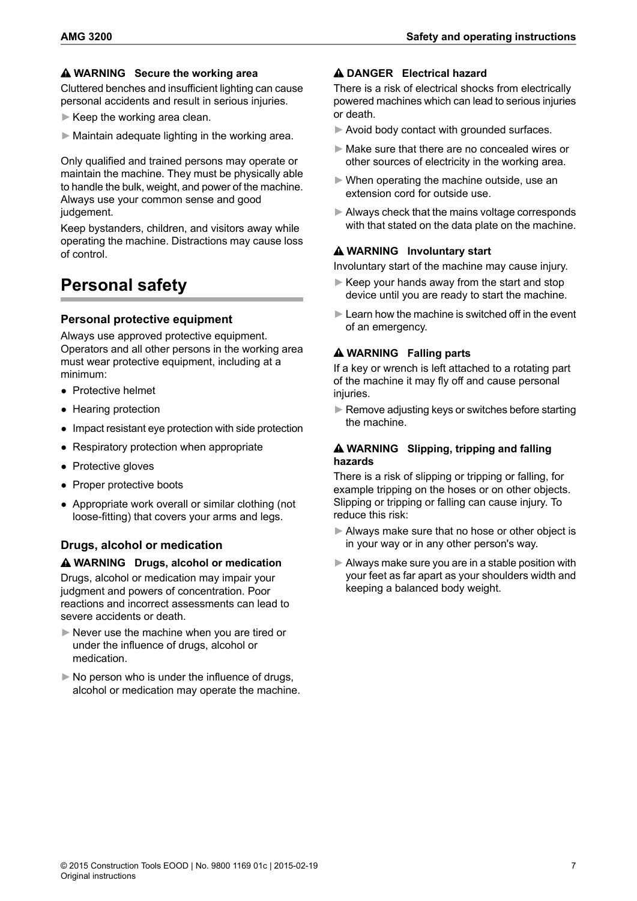**⚠ WARNING Secure the working area**

Cluttered benches and insufficient lighting can cause personal accidents and result in serious injuries.

► Keep the working area clean.

► Maintain adequate lighting in the working area.

Only qualified and trained persons may operate or maintain the machine. They must be physically able to handle the bulk, weight, and power of the machine. Always use your common sense and good judgement.

Keep bystanders, children, and visitors away while operating the machine. Distractions may cause loss of control.

# Personal safety

### Personal protective equipment

Always use approved protective equipment. Operators and all other persons in the working area must wear protective equipment, including at a minimum:

- Protective helmet
- Hearing protection
- Impact resistant eye protection with side protection
- Respiratory protection when appropriate
- Protective gloves
- Proper protective boots
- Appropriate work overall or similar clothing (not loose-fitting) that covers your arms and legs.

### Drugs, alcohol or medication

**⚠ WARNING Drugs, alcohol or medication**

Drugs, alcohol or medication may impair your judgment and powers of concentration. Poor reactions and incorrect assessments can lead to severe accidents or death.

► Never use the machine when you are tired or under the influence of drugs, alcohol or medication.

► No person who is under the influence of drugs, alcohol or medication may operate the machine.

**⚠ DANGER Electrical hazard**

There is a risk of electrical shocks from electrically powered machines which can lead to serious injuries or death.

► Avoid body contact with grounded surfaces.

► Make sure that there are no concealed wires or other sources of electricity in the working area.

► When operating the machine outside, use an extension cord for outside use.

► Always check that the mains voltage corresponds with that stated on the data plate on the machine.

**⚠ WARNING Involuntary start**

Involuntary start of the machine may cause injury.

► Keep your hands away from the start and stop device until you are ready to start the machine.

► Learn how the machine is switched off in the event of an emergency.

**⚠ WARNING Falling parts**

If a key or wrench is left attached to a rotating part of the machine it may fly off and cause personal injuries.

► Remove adjusting keys or switches before starting the machine.

**⚠ WARNING Slipping, tripping and falling hazards**

There is a risk of slipping or tripping or falling, for example tripping on the hoses or on other objects. Slipping or tripping or falling can cause injury. To reduce this risk:

► Always make sure that no hose or other object is in your way or in any other person's way.

► Always make sure you are in a stable position with your feet as far apart as your shoulders width and keeping a balanced body weight.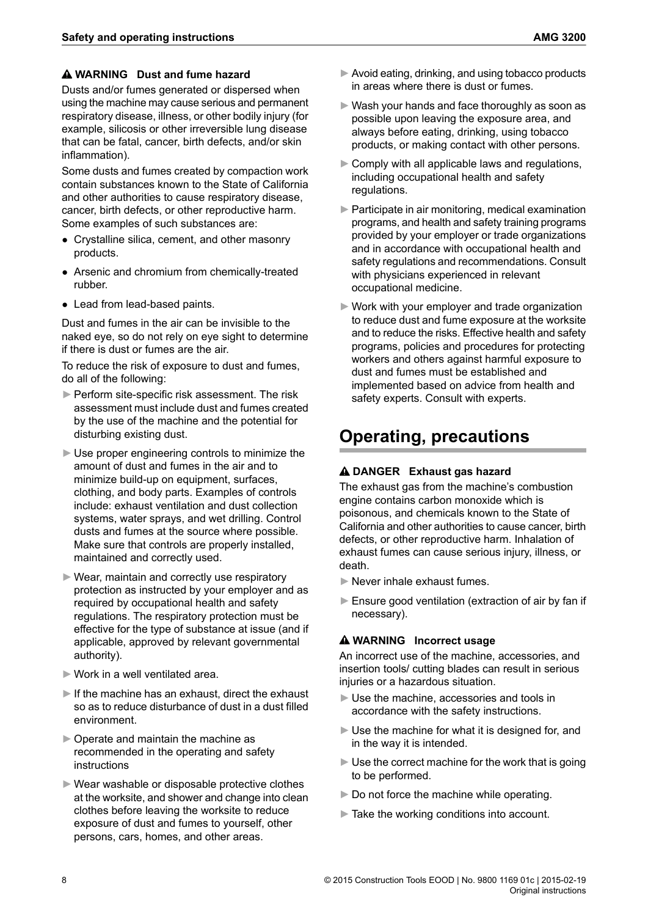**⚠ WARNING Dust and fume hazard**

Dusts and/or fumes generated or dispersed when using the machine may cause serious and permanent respiratory disease, illness, or other bodily injury (for example, silicosis or other irreversible lung disease that can be fatal, cancer, birth defects, and/or skin inflammation).

Some dusts and fumes created by compaction work contain substances known to the State of California and other authorities to cause respiratory disease, cancer, birth defects, or other reproductive harm. Some examples of such substances are:

- Crystalline silica, cement, and other masonry products.
- Arsenic and chromium from chemically-treated rubber.
- Lead from lead-based paints.

Dust and fumes in the air can be invisible to the naked eye, so do not rely on eye sight to determine if there is dust or fumes are the air.

To reduce the risk of exposure to dust and fumes, do all of the following:

- ► Perform site-specific risk assessment. The risk assessment must include dust and fumes created by the use of the machine and the potential for disturbing existing dust.
- ► Use proper engineering controls to minimize the amount of dust and fumes in the air and to minimize build-up on equipment, surfaces, clothing, and body parts. Examples of controls include: exhaust ventilation and dust collection systems, water sprays, and wet drilling. Control dusts and fumes at the source where possible. Make sure that controls are properly installed, maintained and correctly used.
- ► Wear, maintain and correctly use respiratory protection as instructed by your employer and as required by occupational health and safety regulations. The respiratory protection must be effective for the type of substance at issue (and if applicable, approved by relevant governmental authority).
- ► Work in a well ventilated area.
- ► If the machine has an exhaust, direct the exhaust so as to reduce disturbance of dust in a dust filled environment.
- ► Operate and maintain the machine as recommended in the operating and safety instructions
- ► Wear washable or disposable protective clothes at the worksite, and shower and change into clean clothes before leaving the worksite to reduce exposure of dust and fumes to yourself, other persons, cars, homes, and other areas.
- ► Avoid eating, drinking, and using tobacco products in areas where there is dust or fumes.
- ► Wash your hands and face thoroughly as soon as possible upon leaving the exposure area, and always before eating, drinking, using tobacco products, or making contact with other persons.
- ► Comply with all applicable laws and regulations, including occupational health and safety regulations.
- ► Participate in air monitoring, medical examination programs, and health and safety training programs provided by your employer or trade organizations and in accordance with occupational health and safety regulations and recommendations. Consult with physicians experienced in relevant occupational medicine.
- ► Work with your employer and trade organization to reduce dust and fume exposure at the worksite and to reduce the risks. Effective health and safety programs, policies and procedures for protecting workers and others against harmful exposure to dust and fumes must be established and implemented based on advice from health and safety experts. Consult with experts.

# Operating, precautions

**⚠ DANGER Exhaust gas hazard**

The exhaust gas from the machine's combustion engine contains carbon monoxide which is poisonous, and chemicals known to the State of California and other authorities to cause cancer, birth defects, or other reproductive harm. Inhalation of exhaust fumes can cause serious injury, illness, or death.

- ► Never inhale exhaust fumes.
- ► Ensure good ventilation (extraction of air by fan if necessary).

**⚠ WARNING Incorrect usage**

An incorrect use of the machine, accessories, and insertion tools/ cutting blades can result in serious injuries or a hazardous situation.

- ► Use the machine, accessories and tools in accordance with the safety instructions.
- ► Use the machine for what it is designed for, and in the way it is intended.
- ► Use the correct machine for the work that is going to be performed.
- ► Do not force the machine while operating.
- ► Take the working conditions into account.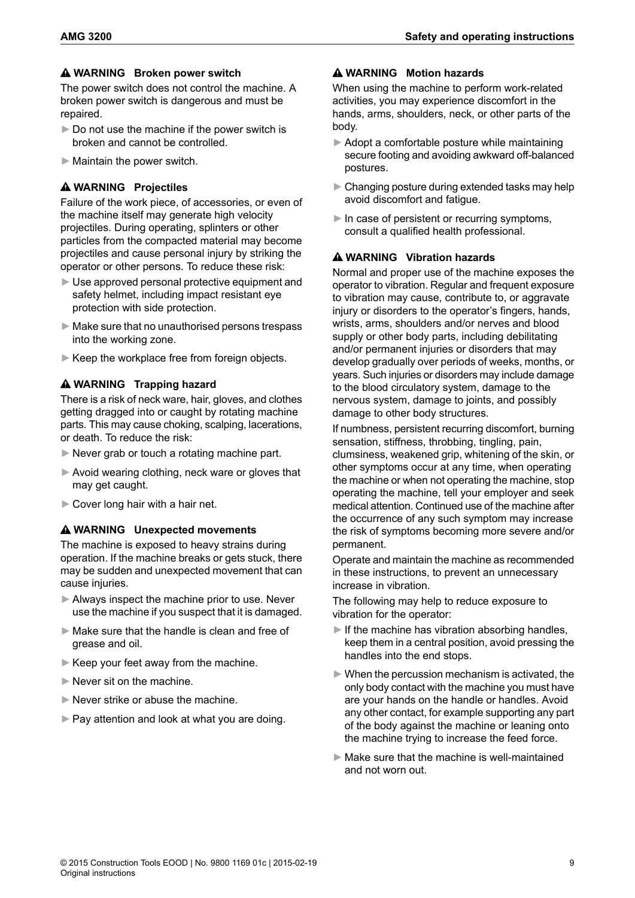### ⚠ WARNING Broken power switch

The power switch does not control the machine. A broken power switch is dangerous and must be repaired.

- ► Do not use the machine if the power switch is broken and cannot be controlled.
- ► Maintain the power switch.

### ⚠ WARNING Projectiles

Failure of the work piece, of accessories, or even of the machine itself may generate high velocity projectiles. During operating, splinters or other particles from the compacted material may become projectiles and cause personal injury by striking the operator or other persons. To reduce these risk:

- ► Use approved personal protective equipment and safety helmet, including impact resistant eye protection with side protection.
- ► Make sure that no unauthorised persons trespass into the working zone.
- ► Keep the workplace free from foreign objects.

### ⚠ WARNING Trapping hazard

There is a risk of neck ware, hair, gloves, and clothes getting dragged into or caught by rotating machine parts. This may cause choking, scalping, lacerations, or death. To reduce the risk:

- ► Never grab or touch a rotating machine part.
- ► Avoid wearing clothing, neck ware or gloves that may get caught.
- ► Cover long hair with a hair net.

### ⚠ WARNING Unexpected movements

The machine is exposed to heavy strains during operation. If the machine breaks or gets stuck, there may be sudden and unexpected movement that can cause injuries.

- ► Always inspect the machine prior to use. Never use the machine if you suspect that it is damaged.
- ► Make sure that the handle is clean and free of grease and oil.
- ► Keep your feet away from the machine.
- ► Never sit on the machine.
- ► Never strike or abuse the machine.
- ► Pay attention and look at what you are doing.

### ⚠ WARNING Motion hazards

When using the machine to perform work-related activities, you may experience discomfort in the hands, arms, shoulders, neck, or other parts of the body.

- ► Adopt a comfortable posture while maintaining secure footing and avoiding awkward off-balanced postures.
- ► Changing posture during extended tasks may help avoid discomfort and fatigue.
- ► In case of persistent or recurring symptoms, consult a qualified health professional.

### ⚠ WARNING Vibration hazards

Normal and proper use of the machine exposes the operator to vibration. Regular and frequent exposure to vibration may cause, contribute to, or aggravate injury or disorders to the operator's fingers, hands, wrists, arms, shoulders and/or nerves and blood supply or other body parts, including debilitating and/or permanent injuries or disorders that may develop gradually over periods of weeks, months, or years. Such injuries or disorders may include damage to the blood circulatory system, damage to the nervous system, damage to joints, and possibly damage to other body structures.

If numbness, persistent recurring discomfort, burning sensation, stiffness, throbbing, tingling, pain, clumsiness, weakened grip, whitening of the skin, or other symptoms occur at any time, when operating the machine or when not operating the machine, stop operating the machine, tell your employer and seek medical attention. Continued use of the machine after the occurrence of any such symptom may increase the risk of symptoms becoming more severe and/or permanent.

Operate and maintain the machine as recommended in these instructions, to prevent an unnecessary increase in vibration.

The following may help to reduce exposure to vibration for the operator:

- ► If the machine has vibration absorbing handles, keep them in a central position, avoid pressing the handles into the end stops.
- ► When the percussion mechanism is activated, the only body contact with the machine you must have are your hands on the handle or handles. Avoid any other contact, for example supporting any part of the body against the machine or leaning onto the machine trying to increase the feed force.
- ► Make sure that the machine is well-maintained and not worn out.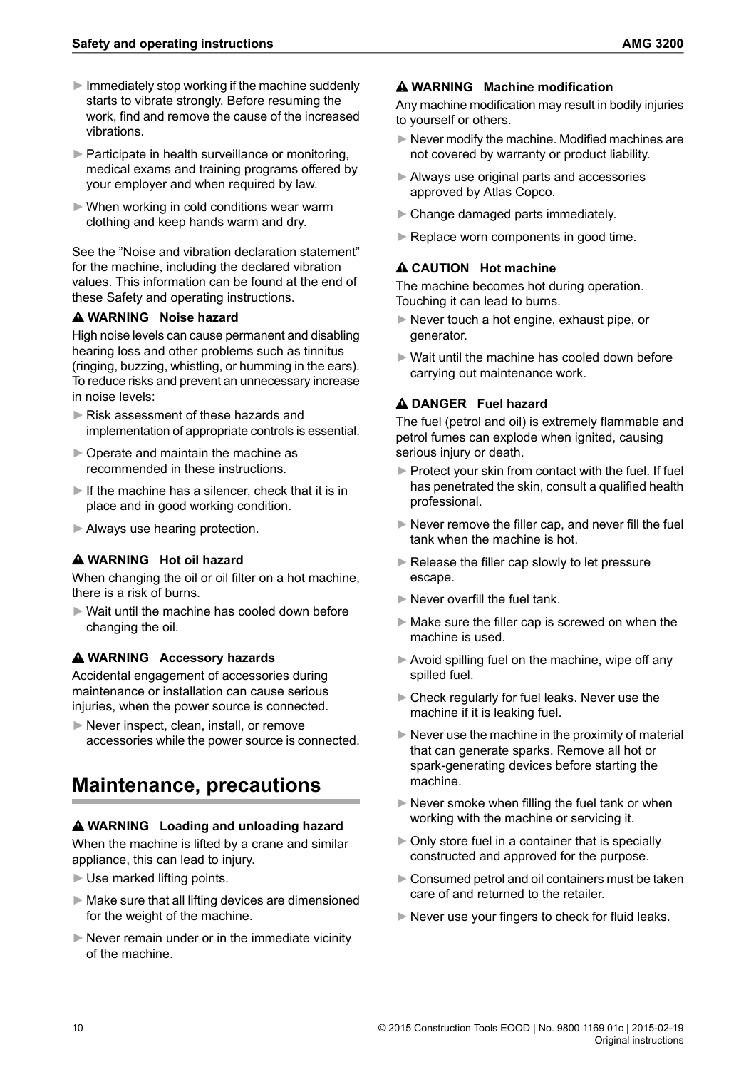- Immediately stop working if the machine suddenly starts to vibrate strongly. Before resuming the work, find and remove the cause of the increased vibrations.
- Participate in health surveillance or monitoring, medical exams and training programs offered by your employer and when required by law.
- When working in cold conditions wear warm clothing and keep hands warm and dry.

See the "Noise and vibration declaration statement" for the machine, including the declared vibration values. This information can be found at the end of these Safety and operating instructions.

**⚠ WARNING Noise hazard**

High noise levels can cause permanent and disabling hearing loss and other problems such as tinnitus (ringing, buzzing, whistling, or humming in the ears). To reduce risks and prevent an unnecessary increase in noise levels:

- Risk assessment of these hazards and implementation of appropriate controls is essential.
- Operate and maintain the machine as recommended in these instructions.
- If the machine has a silencer, check that it is in place and in good working condition.
- Always use hearing protection.

**⚠ WARNING Hot oil hazard**

When changing the oil or oil filter on a hot machine, there is a risk of burns.

- Wait until the machine has cooled down before changing the oil.

**⚠ WARNING Accessory hazards**

Accidental engagement of accessories during maintenance or installation can cause serious injuries, when the power source is connected.

- Never inspect, clean, install, or remove accessories while the power source is connected.

# Maintenance, precautions

**⚠ WARNING Loading and unloading hazard**

When the machine is lifted by a crane and similar appliance, this can lead to injury.

- Use marked lifting points.
- Make sure that all lifting devices are dimensioned for the weight of the machine.
- Never remain under or in the immediate vicinity of the machine.

**⚠ WARNING Machine modification**

Any machine modification may result in bodily injuries to yourself or others.

- Never modify the machine. Modified machines are not covered by warranty or product liability.
- Always use original parts and accessories approved by Atlas Copco.
- Change damaged parts immediately.
- Replace worn components in good time.

**⚠ CAUTION Hot machine**

The machine becomes hot during operation. Touching it can lead to burns.

- Never touch a hot engine, exhaust pipe, or generator.
- Wait until the machine has cooled down before carrying out maintenance work.

**⚠ DANGER Fuel hazard**

The fuel (petrol and oil) is extremely flammable and petrol fumes can explode when ignited, causing serious injury or death.

- Protect your skin from contact with the fuel. If fuel has penetrated the skin, consult a qualified health professional.
- Never remove the filler cap, and never fill the fuel tank when the machine is hot.
- Release the filler cap slowly to let pressure escape.
- Never overfill the fuel tank.
- Make sure the filler cap is screwed on when the machine is used.
- Avoid spilling fuel on the machine, wipe off any spilled fuel.
- Check regularly for fuel leaks. Never use the machine if it is leaking fuel.
- Never use the machine in the proximity of material that can generate sparks. Remove all hot or spark-generating devices before starting the machine.
- Never smoke when filling the fuel tank or when working with the machine or servicing it.
- Only store fuel in a container that is specially constructed and approved for the purpose.
- Consumed petrol and oil containers must be taken care of and returned to the retailer.
- Never use your fingers to check for fluid leaks.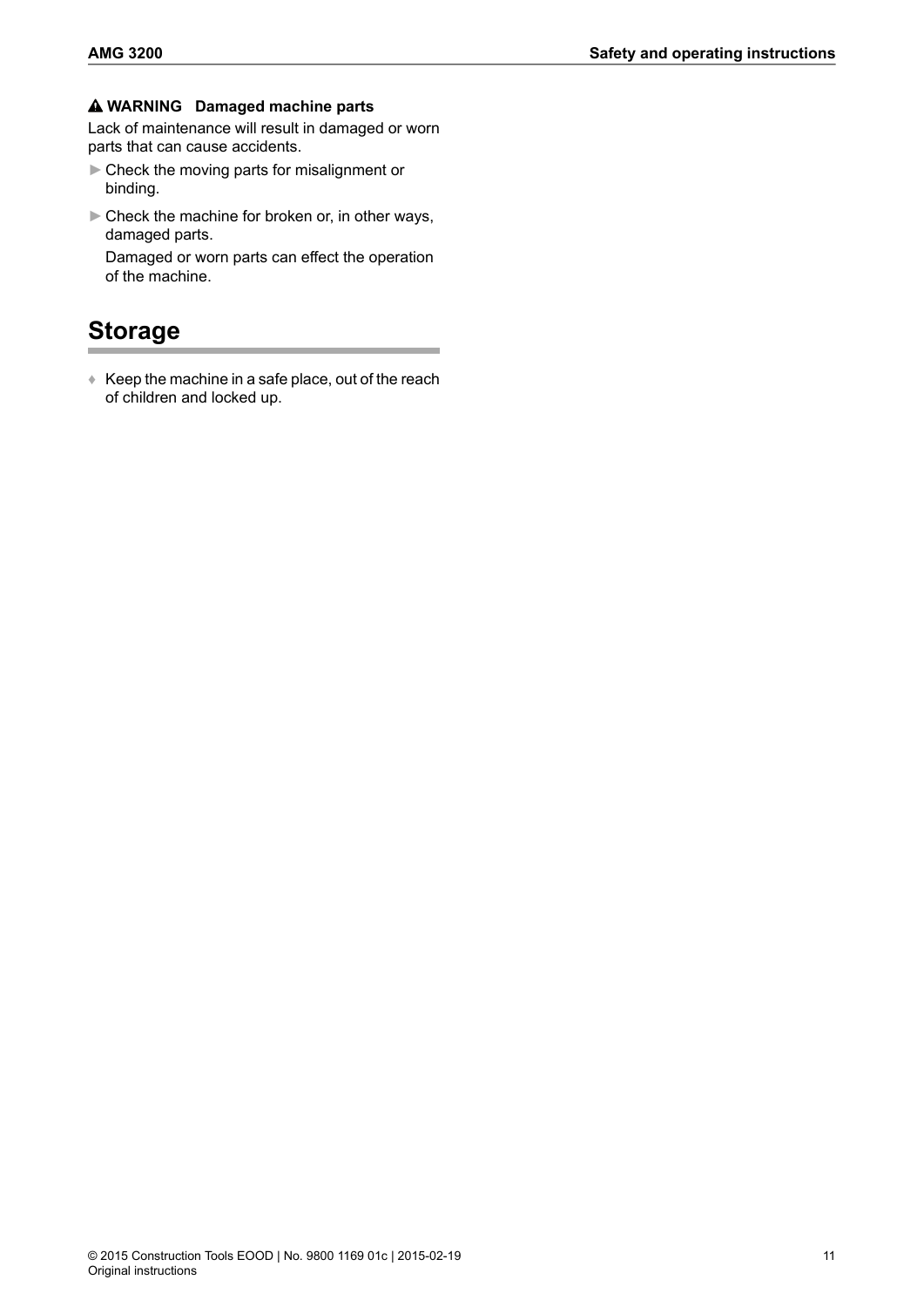**⚠ WARNING Damaged machine parts**

Lack of maintenance will result in damaged or worn parts that can cause accidents.

- ► Check the moving parts for misalignment or binding.
- ► Check the machine for broken or, in other ways, damaged parts.

  Damaged or worn parts can effect the operation of the machine.

## Storage

- Keep the machine in a safe place, out of the reach of children and locked up.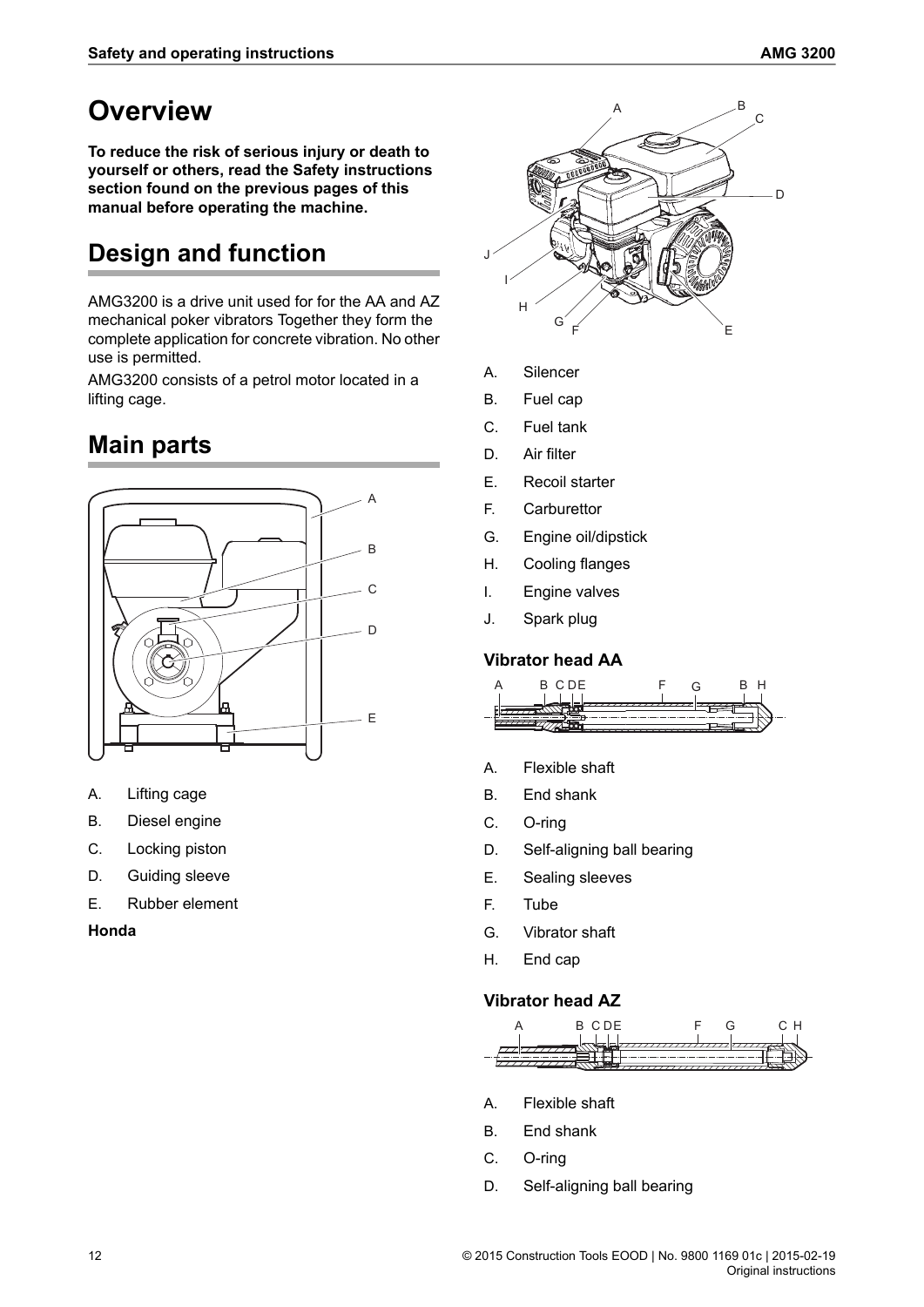# Overview

**To reduce the risk of serious injury or death to yourself or others, read the Safety instructions section found on the previous pages of this manual before operating the machine.**

# Design and function

AMG3200 is a drive unit used for for the AA and AZ mechanical poker vibrators Together they form the complete application for concrete vibration. No other use is permitted.

AMG3200 consists of a petrol motor located in a lifting cage.

# Main parts

A. Lifting cage
B. Diesel engine
C. Locking piston
D. Guiding sleeve
E. Rubber element

**Honda**

A. Silencer
B. Fuel cap
C. Fuel tank
D. Air filter
E. Recoil starter
F. Carburettor
G. Engine oil/dipstick
H. Cooling flanges
I. Engine valves
J. Spark plug

### Vibrator head AA

A. Flexible shaft
B. End shank
C. O-ring
D. Self-aligning ball bearing
E. Sealing sleeves
F. Tube
G. Vibrator shaft
H. End cap

### Vibrator head AZ

A. Flexible shaft
B. End shank
C. O-ring
D. Self-aligning ball bearing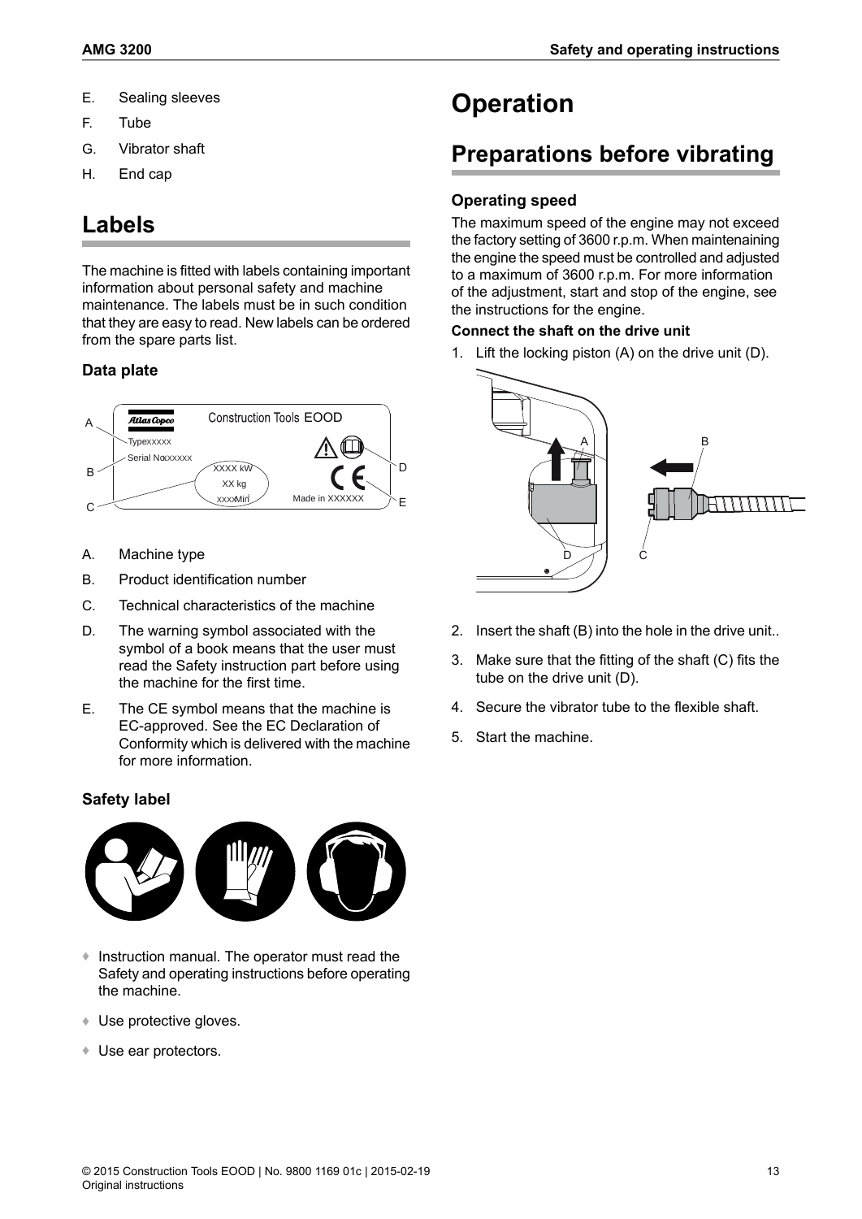E. Sealing sleeves
F. Tube
G. Vibrator shaft
H. End cap

## Labels

The machine is fitted with labels containing important information about personal safety and machine maintenance. The labels must be in such condition that they are easy to read. New labels can be ordered from the spare parts list.

### Data plate

A. Machine type
B. Product identification number
C. Technical characteristics of the machine
D. The warning symbol associated with the symbol of a book means that the user must read the Safety instruction part before using the machine for the first time.
E. The CE symbol means that the machine is EC-approved. See the EC Declaration of Conformity which is delivered with the machine for more information.

### Safety label

- Instruction manual. The operator must read the Safety and operating instructions before operating the machine.
- Use protective gloves.
- Use ear protectors.

# Operation

## Preparations before vibrating

### Operating speed

The maximum speed of the engine may not exceed the factory setting of 3600 r.p.m. When maintenaining the engine the speed must be controlled and adjusted to a maximum of 3600 r.p.m. For more information of the adjustment, start and stop of the engine, see the instructions for the engine.

**Connect the shaft on the drive unit**

1. Lift the locking piston (A) on the drive unit (D).
2. Insert the shaft (B) into the hole in the drive unit..
3. Make sure that the fitting of the shaft (C) fits the tube on the drive unit (D).
4. Secure the vibrator tube to the flexible shaft.
5. Start the machine.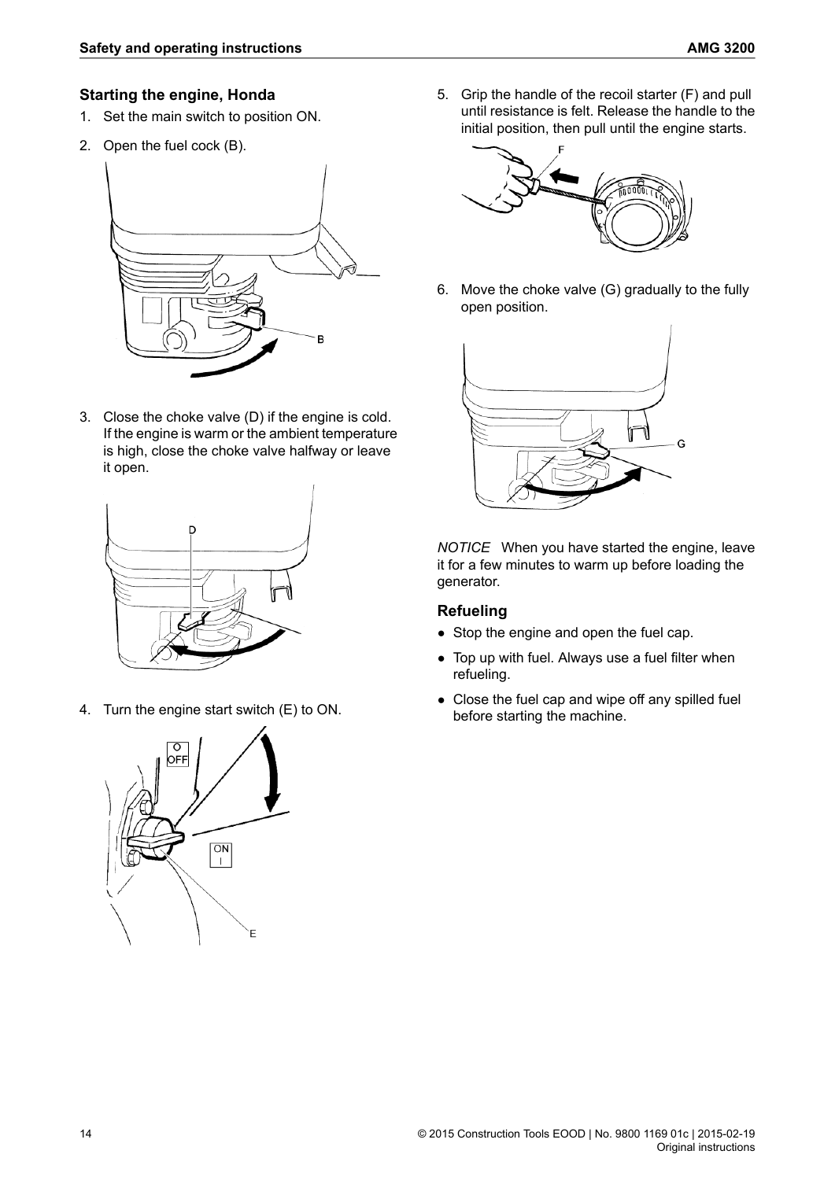## Starting the engine, Honda

1. Set the main switch to position ON.
2. Open the fuel cock (B).
3. Close the choke valve (D) if the engine is cold. If the engine is warm or the ambient temperature is high, close the choke valve halfway or leave it open.
4. Turn the engine start switch (E) to ON.
5. Grip the handle of the recoil starter (F) and pull until resistance is felt. Release the handle to the initial position, then pull until the engine starts.
6. Move the choke valve (G) gradually to the fully open position.

*NOTICE* When you have started the engine, leave it for a few minutes to warm up before loading the generator.

## Refueling

- Stop the engine and open the fuel cap.
- Top up with fuel. Always use a fuel filter when refueling.
- Close the fuel cap and wipe off any spilled fuel before starting the machine.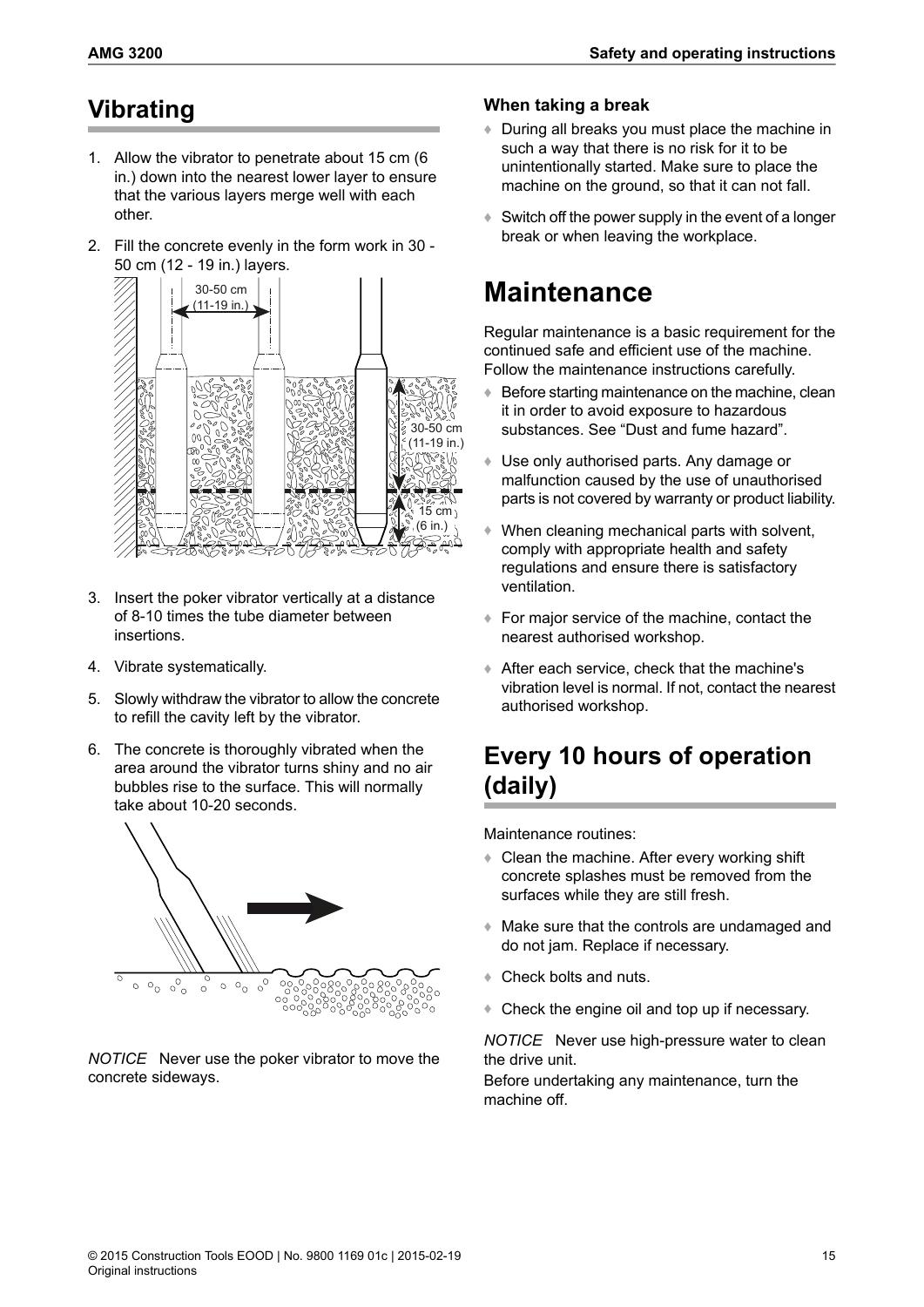## Vibrating

1. Allow the vibrator to penetrate about 15 cm (6 in.) down into the nearest lower layer to ensure that the various layers merge well with each other.
2. Fill the concrete evenly in the form work in 30 - 50 cm (12 - 19 in.) layers.
3. Insert the poker vibrator vertically at a distance of 8-10 times the tube diameter between insertions.
4. Vibrate systematically.
5. Slowly withdraw the vibrator to allow the concrete to refill the cavity left by the vibrator.
6. The concrete is thoroughly vibrated when the area around the vibrator turns shiny and no air bubbles rise to the surface. This will normally take about 10-20 seconds.

*NOTICE* Never use the poker vibrator to move the concrete sideways.

### When taking a break

- During all breaks you must place the machine in such a way that there is no risk for it to be unintentionally started. Make sure to place the machine on the ground, so that it can not fall.
- Switch off the power supply in the event of a longer break or when leaving the workplace.

# Maintenance

Regular maintenance is a basic requirement for the continued safe and efficient use of the machine. Follow the maintenance instructions carefully.

- Before starting maintenance on the machine, clean it in order to avoid exposure to hazardous substances. See "Dust and fume hazard".
- Use only authorised parts. Any damage or malfunction caused by the use of unauthorised parts is not covered by warranty or product liability.
- When cleaning mechanical parts with solvent, comply with appropriate health and safety regulations and ensure there is satisfactory ventilation.
- For major service of the machine, contact the nearest authorised workshop.
- After each service, check that the machine's vibration level is normal. If not, contact the nearest authorised workshop.

## Every 10 hours of operation (daily)

Maintenance routines:

- Clean the machine. After every working shift concrete splashes must be removed from the surfaces while they are still fresh.
- Make sure that the controls are undamaged and do not jam. Replace if necessary.
- Check bolts and nuts.
- Check the engine oil and top up if necessary.

*NOTICE* Never use high-pressure water to clean the drive unit.
Before undertaking any maintenance, turn the machine off.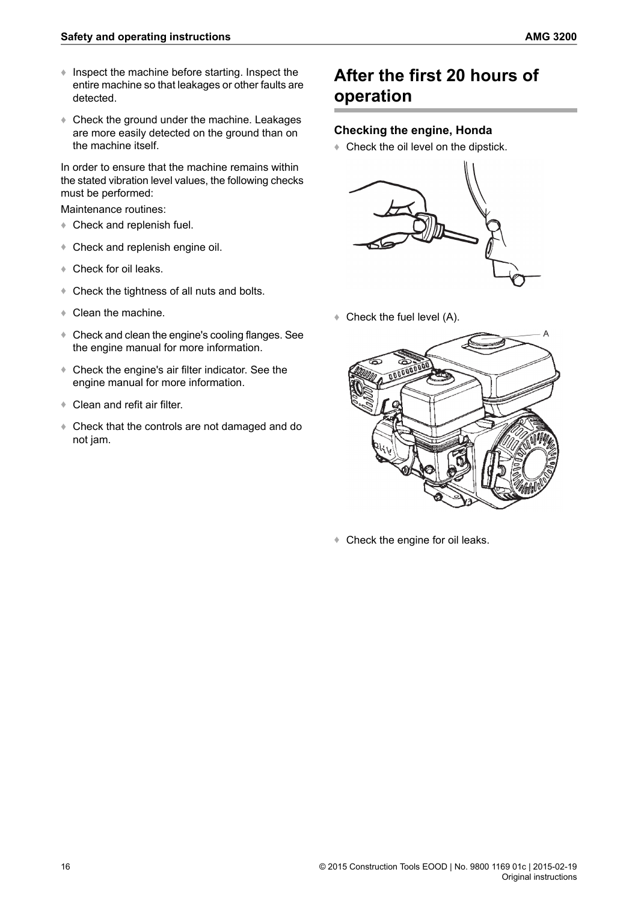- Inspect the machine before starting. Inspect the entire machine so that leakages or other faults are detected.
- Check the ground under the machine. Leakages are more easily detected on the ground than on the machine itself.

In order to ensure that the machine remains within the stated vibration level values, the following checks must be performed:

Maintenance routines:

- Check and replenish fuel.
- Check and replenish engine oil.
- Check for oil leaks.
- Check the tightness of all nuts and bolts.
- Clean the machine.
- Check and clean the engine's cooling flanges. See the engine manual for more information.
- Check the engine's air filter indicator. See the engine manual for more information.
- Clean and refit air filter.
- Check that the controls are not damaged and do not jam.

# After the first 20 hours of operation

### Checking the engine, Honda

- Check the oil level on the dipstick.
- Check the fuel level (A).

A

- Check the engine for oil leaks.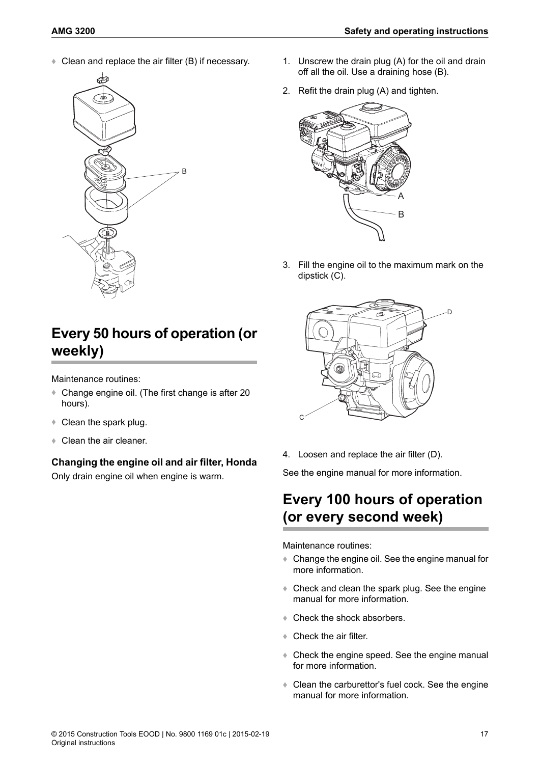- Clean and replace the air filter (B) if necessary.

## Every 50 hours of operation (or weekly)

Maintenance routines:

- Change engine oil. (The first change is after 20 hours).
- Clean the spark plug.
- Clean the air cleaner.

### Changing the engine oil and air filter, Honda

Only drain engine oil when engine is warm.

1. Unscrew the drain plug (A) for the oil and drain off all the oil. Use a draining hose (B).
2. Refit the drain plug (A) and tighten.
3. Fill the engine oil to the maximum mark on the dipstick (C).
4. Loosen and replace the air filter (D).

See the engine manual for more information.

## Every 100 hours of operation (or every second week)

Maintenance routines:

- Change the engine oil. See the engine manual for more information.
- Check and clean the spark plug. See the engine manual for more information.
- Check the shock absorbers.
- Check the air filter.
- Check the engine speed. See the engine manual for more information.
- Clean the carburettor's fuel cock. See the engine manual for more information.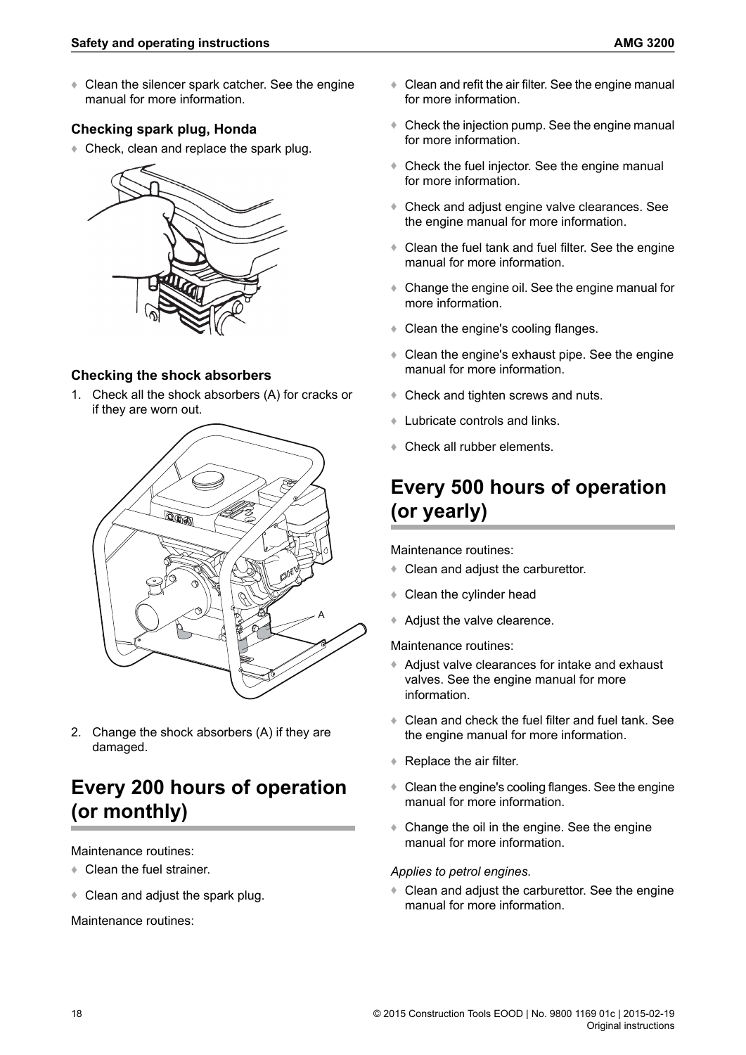- Clean the silencer spark catcher. See the engine manual for more information.

### Checking spark plug, Honda

- Check, clean and replace the spark plug.

### Checking the shock absorbers

1. Check all the shock absorbers (A) for cracks or if they are worn out.
2. Change the shock absorbers (A) if they are damaged.

## Every 200 hours of operation (or monthly)

Maintenance routines:

- Clean the fuel strainer.
- Clean and adjust the spark plug.

Maintenance routines:

- Clean and refit the air filter. See the engine manual for more information.
- Check the injection pump. See the engine manual for more information.
- Check the fuel injector. See the engine manual for more information.
- Check and adjust engine valve clearances. See the engine manual for more information.
- Clean the fuel tank and fuel filter. See the engine manual for more information.
- Change the engine oil. See the engine manual for more information.
- Clean the engine's cooling flanges.
- Clean the engine's exhaust pipe. See the engine manual for more information.
- Check and tighten screws and nuts.
- Lubricate controls and links.
- Check all rubber elements.

## Every 500 hours of operation (or yearly)

Maintenance routines:

- Clean and adjust the carburettor.
- Clean the cylinder head
- Adjust the valve clearence.

Maintenance routines:

- Adjust valve clearances for intake and exhaust valves. See the engine manual for more information.
- Clean and check the fuel filter and fuel tank. See the engine manual for more information.
- Replace the air filter.
- Clean the engine's cooling flanges. See the engine manual for more information.
- Change the oil in the engine. See the engine manual for more information.

*Applies to petrol engines.*

- Clean and adjust the carburettor. See the engine manual for more information.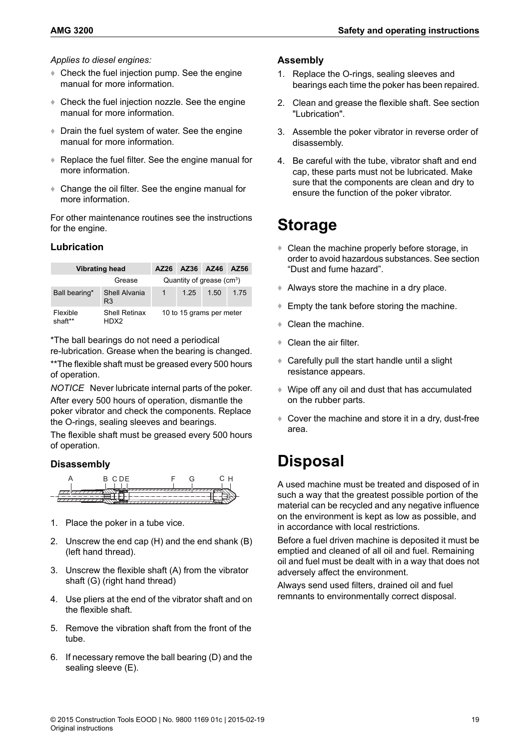*Applies to diesel engines:*

- Check the fuel injection pump. See the engine manual for more information.
- Check the fuel injection nozzle. See the engine manual for more information.
- Drain the fuel system of water. See the engine manual for more information.
- Replace the fuel filter. See the engine manual for more information.
- Change the oil filter. See the engine manual for more information.

For other maintenance routines see the instructions for the engine.

### Lubrication

| Vibrating head | | AZ26 | AZ36 | AZ46 | AZ56 |
|---|---|---|---|---|---|
| | Grease | Quantity of grease (cm$^3$) | | | |
| Ball bearing* | Shell Alvania R3 | 1 | 1.25 | 1.50 | 1.75 |
| Flexible shaft** | Shell Retinax HDX2 | 10 to 15 grams per meter | | | |

*The ball bearings do not need a periodical re-lubrication. Grease when the bearing is changed.

**The flexible shaft must be greased every 500 hours of operation.

*NOTICE* Never lubricate internal parts of the poker.

After every 500 hours of operation, dismantle the poker vibrator and check the components. Replace the O-rings, sealing sleeves and bearings.

The flexible shaft must be greased every 500 hours of operation.

### Disassembly

A B C D E F G C H

1. Place the poker in a tube vice.
2. Unscrew the end cap (H) and the end shank (B) (left hand thread).
3. Unscrew the flexible shaft (A) from the vibrator shaft (G) (right hand thread)
4. Use pliers at the end of the vibrator shaft and on the flexible shaft.
5. Remove the vibration shaft from the front of the tube.
6. If necessary remove the ball bearing (D) and the sealing sleeve (E).

### Assembly

1. Replace the O-rings, sealing sleeves and bearings each time the poker has been repaired.
2. Clean and grease the flexible shaft. See section "Lubrication".
3. Assemble the poker vibrator in reverse order of disassembly.
4. Be careful with the tube, vibrator shaft and end cap, these parts must not be lubricated. Make sure that the components are clean and dry to ensure the function of the poker vibrator.

# Storage

- Clean the machine properly before storage, in order to avoid hazardous substances. See section “Dust and fume hazard”.
- Always store the machine in a dry place.
- Empty the tank before storing the machine.
- Clean the machine.
- Clean the air filter.
- Carefully pull the start handle until a slight resistance appears.
- Wipe off any oil and dust that has accumulated on the rubber parts.
- Cover the machine and store it in a dry, dust-free area.

# Disposal

A used machine must be treated and disposed of in such a way that the greatest possible portion of the material can be recycled and any negative influence on the environment is kept as low as possible, and in accordance with local restrictions.

Before a fuel driven machine is deposited it must be emptied and cleaned of all oil and fuel. Remaining oil and fuel must be dealt with in a way that does not adversely affect the environment.

Always send used filters, drained oil and fuel remnants to environmentally correct disposal.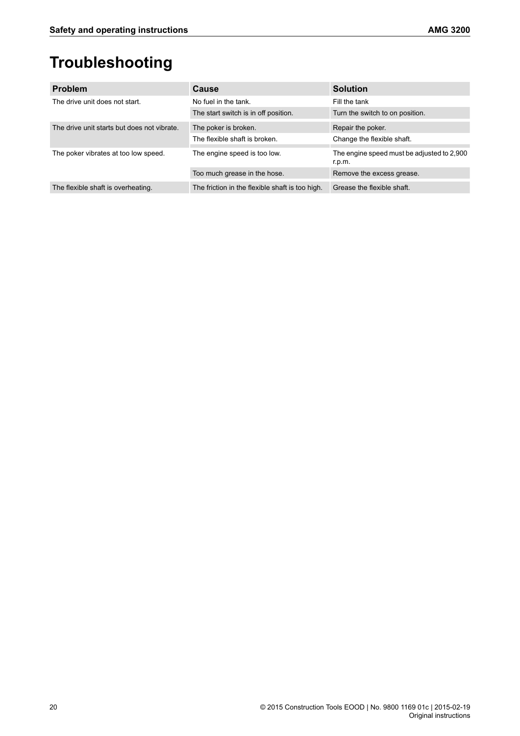# Troubleshooting

| Problem | Cause | Solution |
|---|---|---|
| The drive unit does not start. | No fuel in the tank. | Fill the tank |
| | The start switch is in off position. | Turn the switch to on position. |
| The drive unit starts but does not vibrate. | The poker is broken. | Repair the poker. |
| | The flexible shaft is broken. | Change the flexible shaft. |
| The poker vibrates at too low speed. | The engine speed is too low. | The engine speed must be adjusted to 2,900 r.p.m. |
| | Too much grease in the hose. | Remove the excess grease. |
| The flexible shaft is overheating. | The friction in the flexible shaft is too high. | Grease the flexible shaft. |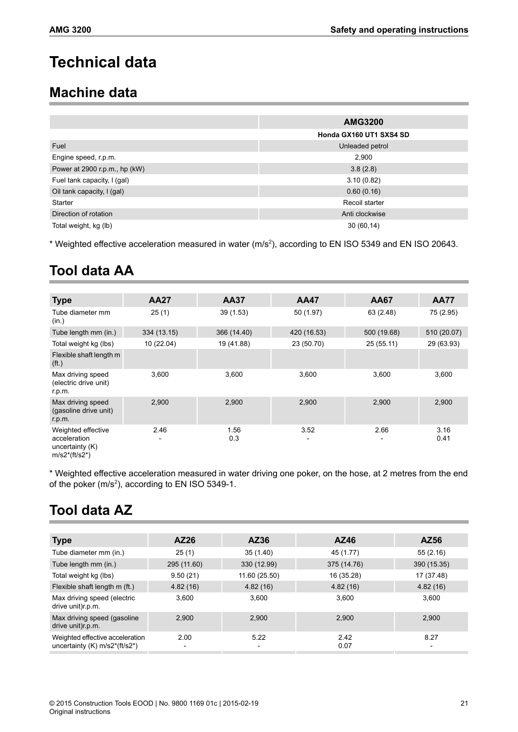# Technical data

## Machine data

| | AMG3200 |
|---|---|
| | Honda GX160 UT1 SXS4 SD |
| Fuel | Unleaded petrol |
| Engine speed, r.p.m. | 2,900 |
| Power at 2900 r.p.m., hp (kW) | 3.8 (2.8) |
| Fuel tank capacity, l (gal) | 3.10 (0.82) |
| Oil tank capacity, l (gal) | 0.60 (0.16) |
| Starter | Recoil starter |
| Direction of rotation | Anti clockwise |
| Total weight, kg (lb) | 30 (60,14) |

\* Weighted effective acceleration measured in water (m/s$^2$), according to EN ISO 5349 and EN ISO 20643.

## Tool data AA

| Type | AA27 | AA37 | AA47 | AA67 | AA77 |
|---|---|---|---|---|---|
| Tube diameter mm (in.) | 25 (1) | 39 (1.53) | 50 (1.97) | 63 (2.48) | 75 (2.95) |
| Tube length mm (in.) | 334 (13.15) | 366 (14.40) | 420 (16.53) | 500 (19.68) | 510 (20.07) |
| Total weight kg (lbs) | 10 (22.04) | 19 (41.88) | 23 (50.70) | 25 (55.11) | 29 (63.93) |
| Flexible shaft length m (ft.) | | | | | |
| Max driving speed (electric drive unit) r.p.m. | 3,600 | 3,600 | 3,600 | 3,600 | 3,600 |
| Max driving speed (gasoline drive unit) r.p.m. | 2,900 | 2,900 | 2,900 | 2,900 | 2,900 |
| Weighted effective acceleration uncertainty (K) m/s2*(ft/s2*) | 2.46<br>- | 1.56<br>0.3 | 3.52<br>- | 2.66<br>- | 3.16<br>0.41 |

\* Weighted effective acceleration measured in water driving one poker, on the hose, at 2 metres from the end of the poker (m/s$^2$), according to EN ISO 5349-1.

## Tool data AZ

| Type | AZ26 | AZ36 | AZ46 | AZ56 |
|---|---|---|---|---|
| Tube diameter mm (in.) | 25 (1) | 35 (1.40) | 45 (1.77) | 55 (2.16) |
| Tube length mm (in.) | 295 (11.60) | 330 (12.99) | 375 (14.76) | 390 (15.35) |
| Total weight kg (lbs) | 9.50 (21) | 11.60 (25.50) | 16 (35.28) | 17 (37.48) |
| Flexible shaft length m (ft.) | 4.82 (16) | 4.82 (16) | 4.82 (16) | 4.82 (16) |
| Max driving speed (electric drive unit)r.p.m. | 3,600 | 3,600 | 3,600 | 3,600 |
| Max driving speed (gasoline drive unit)r.p.m. | 2,900 | 2,900 | 2,900 | 2,900 |
| Weighted effective acceleration uncertainty (K) m/s2*(ft/s2*) | 2.00<br>- | 5.22<br>- | 2.42<br>0.07 | 8.27<br>- |

© 2015 Construction Tools EOOD | No. 9800 1169 01c | 2015-02-19
Original instructions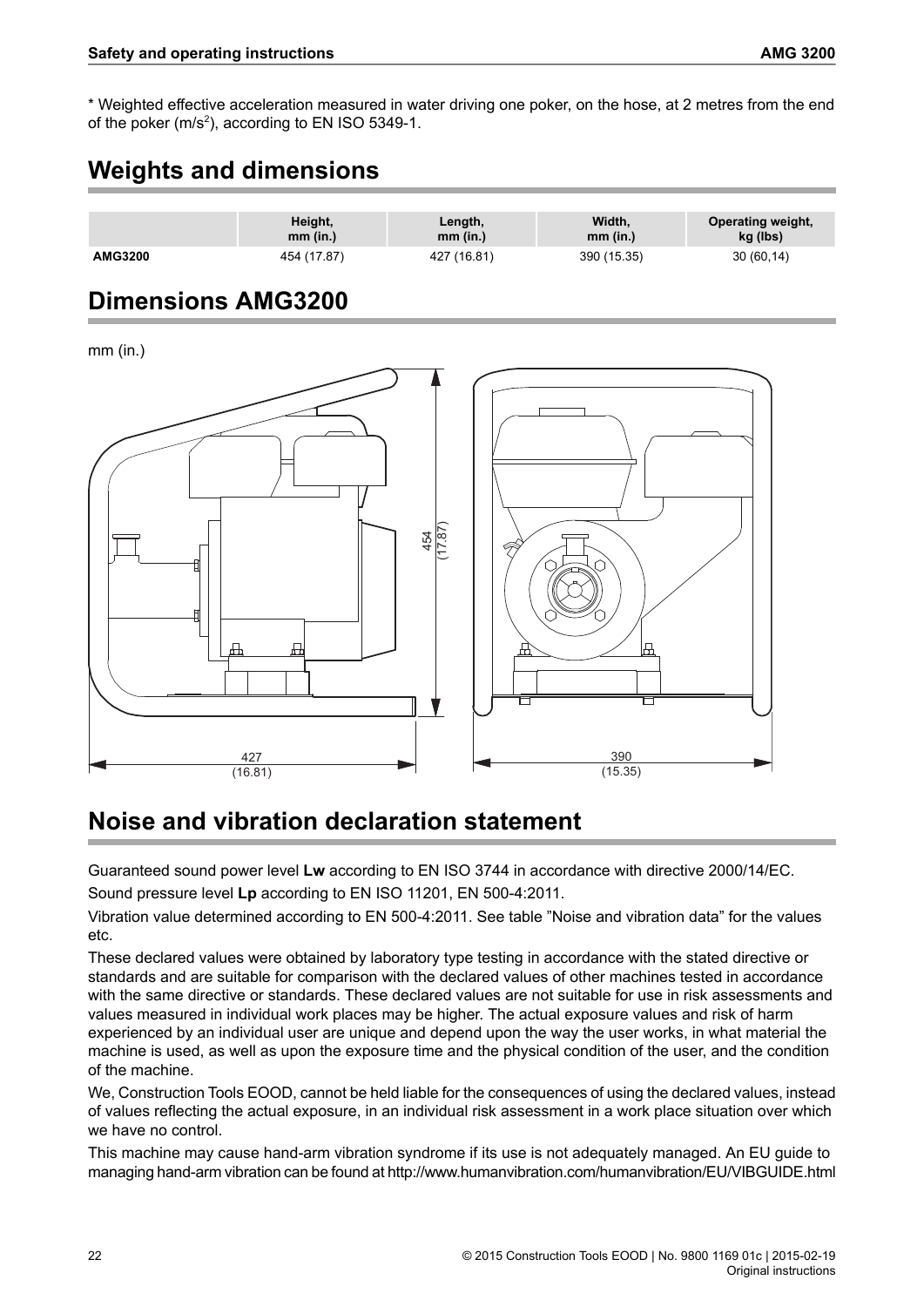* Weighted effective acceleration measured in water driving one poker, on the hose, at 2 metres from the end of the poker (m/s$^2$), according to EN ISO 5349-1.

## Weights and dimensions

| | Height, mm (in.) | Length, mm (in.) | Width, mm (in.) | Operating weight, kg (lbs) |
|---|---|---|---|---|
| **AMG3200** | 454 (17.87) | 427 (16.81) | 390 (15.35) | 30 (60,14) |

## Dimensions AMG3200

mm (in.)

454 (17.87)

427 (16.81)

390 (15.35)

## Noise and vibration declaration statement

Guaranteed sound power level **Lw** according to EN ISO 3744 in accordance with directive 2000/14/EC.

Sound pressure level **Lp** according to EN ISO 11201, EN 500-4:2011.

Vibration value determined according to EN 500-4:2011. See table "Noise and vibration data" for the values etc.

These declared values were obtained by laboratory type testing in accordance with the stated directive or standards and are suitable for comparison with the declared values of other machines tested in accordance with the same directive or standards. These declared values are not suitable for use in risk assessments and values measured in individual work places may be higher. The actual exposure values and risk of harm experienced by an individual user are unique and depend upon the way the user works, in what material the machine is used, as well as upon the exposure time and the physical condition of the user, and the condition of the machine.

We, Construction Tools EOOD, cannot be held liable for the consequences of using the declared values, instead of values reflecting the actual exposure, in an individual risk assessment in a work place situation over which we have no control.

This machine may cause hand-arm vibration syndrome if its use is not adequately managed. An EU guide to managing hand-arm vibration can be found at http://www.humanvibration.com/humanvibration/EU/VIBGUIDE.html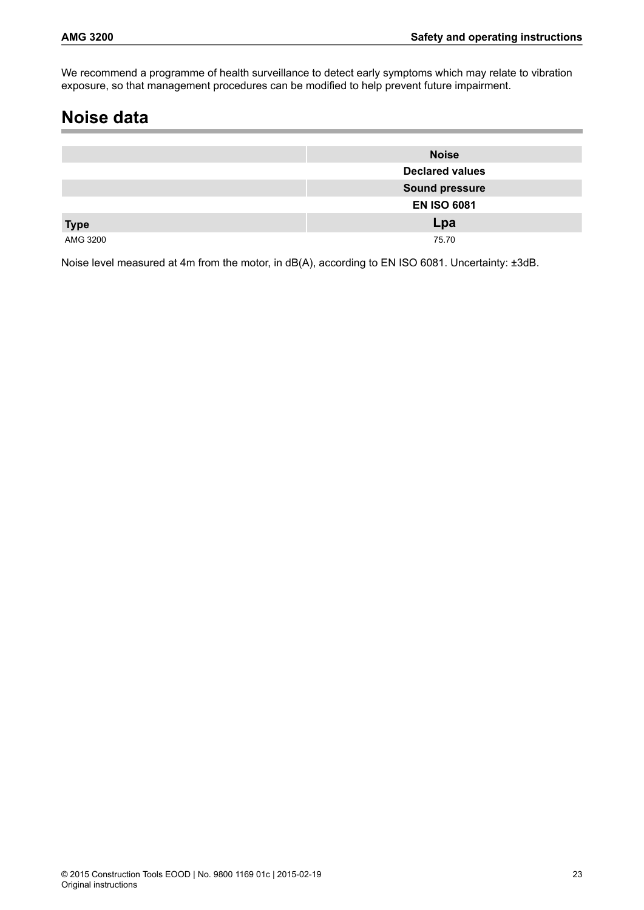We recommend a programme of health surveillance to detect early symptoms which may relate to vibration exposure, so that management procedures can be modified to help prevent future impairment.

## Noise data

| | Noise |
|---|---|
| | Declared values |
| | Sound pressure |
| | EN ISO 6081 |
| **Type** | **Lpa** |
| AMG 3200 | 75.70 |

Noise level measured at 4m from the motor, in dB(A), according to EN ISO 6081. Uncertainty: ±3dB.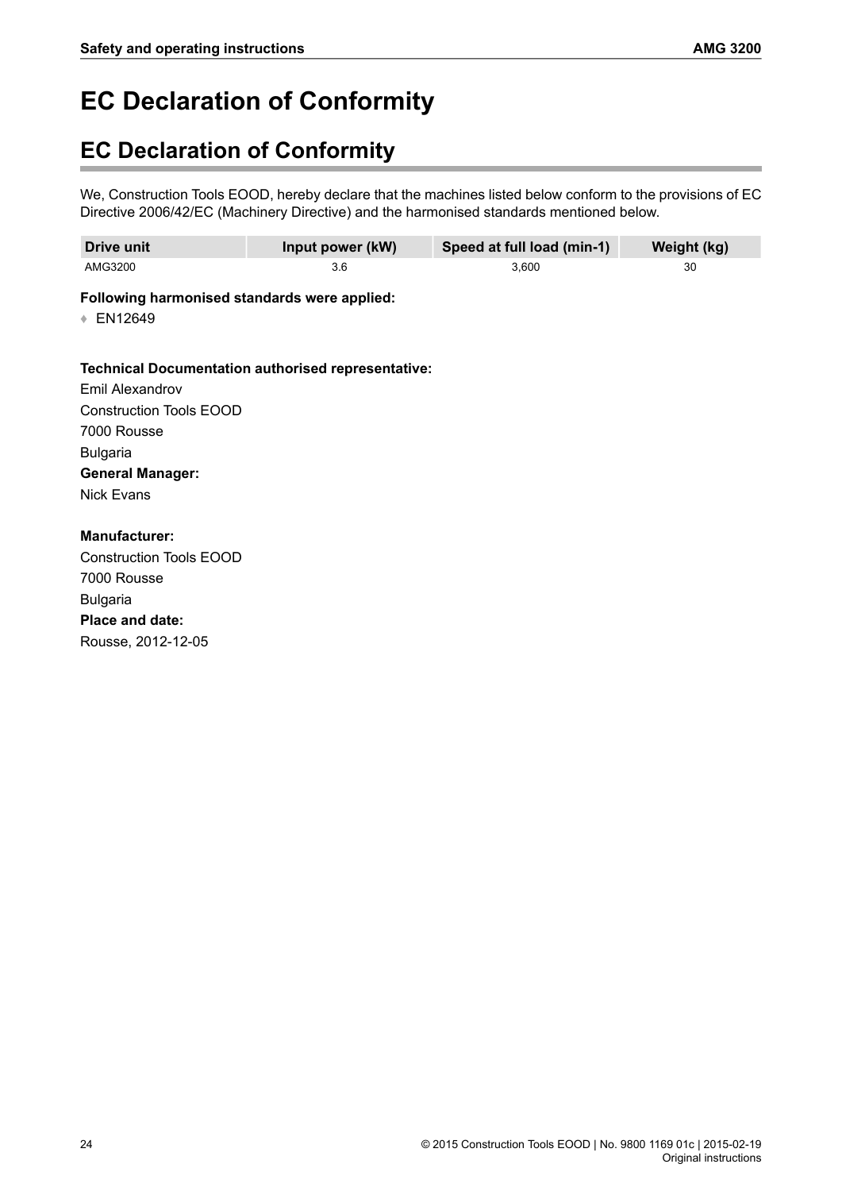# EC Declaration of Conformity

## EC Declaration of Conformity

We, Construction Tools EOOD, hereby declare that the machines listed below conform to the provisions of EC Directive 2006/42/EC (Machinery Directive) and the harmonised standards mentioned below.

| Drive unit | Input power (kW) | Speed at full load (min-1) | Weight (kg) |
|---|---|---|---|
| AMG3200 | 3.6 | 3,600 | 30 |

**Following harmonised standards were applied:**

- EN12649

**Technical Documentation authorised representative:**

Emil Alexandrov
Construction Tools EOOD
7000 Rousse
Bulgaria

**General Manager:**

Nick Evans

**Manufacturer:**

Construction Tools EOOD
7000 Rousse
Bulgaria

**Place and date:**

Rousse, 2012-12-05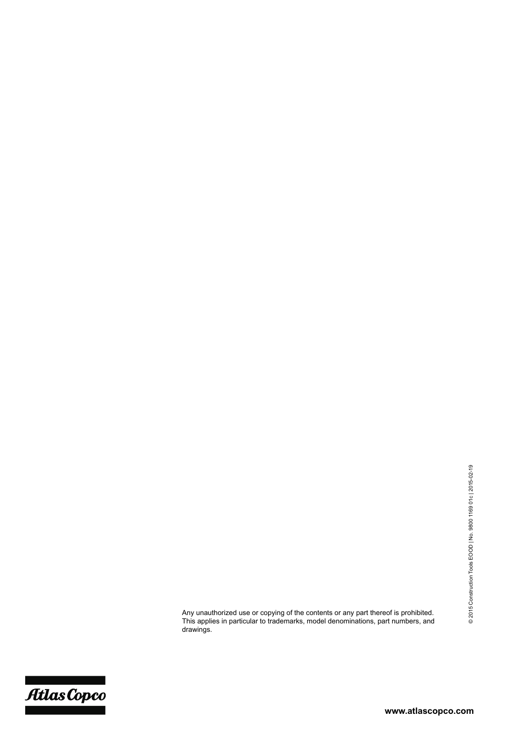© 2015 Construction Tools EOOD | No. 9800 1169 01c | 2015-02-19

Any unauthorized use or copying of the contents or any part thereof is prohibited. This applies in particular to trademarks, model denominations, part numbers, and drawings.

Atlas Copco

**www.atlascopco.com**